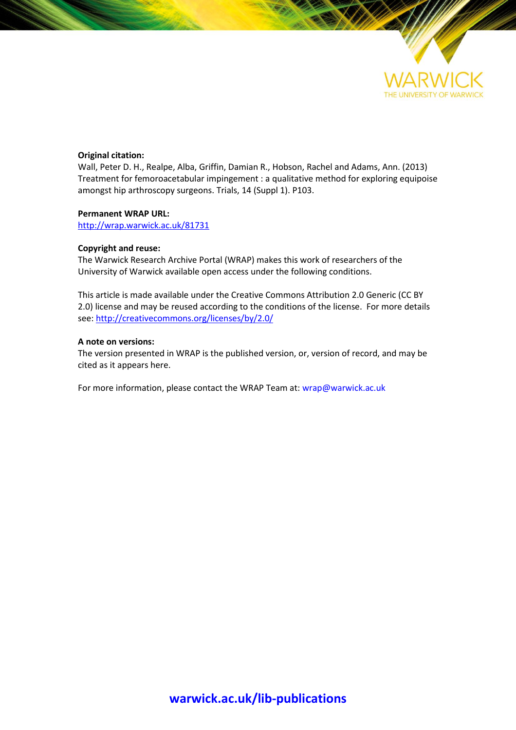**Original citation:**
Wall, Peter D. H., Realpe, Alba, Griffin, Damian R., Hobson, Rachel and Adams, Ann. (2013) Treatment for femoroacetabular impingement : a qualitative method for exploring equipoise amongst hip arthroscopy surgeons. Trials, 14 (Suppl 1). P103.

**Permanent WRAP URL:**
http://wrap.warwick.ac.uk/81731

**Copyright and reuse:**
The Warwick Research Archive Portal (WRAP) makes this work of researchers of the University of Warwick available open access under the following conditions.

This article is made available under the Creative Commons Attribution 2.0 Generic (CC BY 2.0) license and may be reused according to the conditions of the license. For more details see: http://creativecommons.org/licenses/by/2.0/

**A note on versions:**
The version presented in WRAP is the published version, or, version of record, and may be cited as it appears here.

For more information, please contact the WRAP Team at: wrap@warwick.ac.uk

**warwick.ac.uk/lib-publications**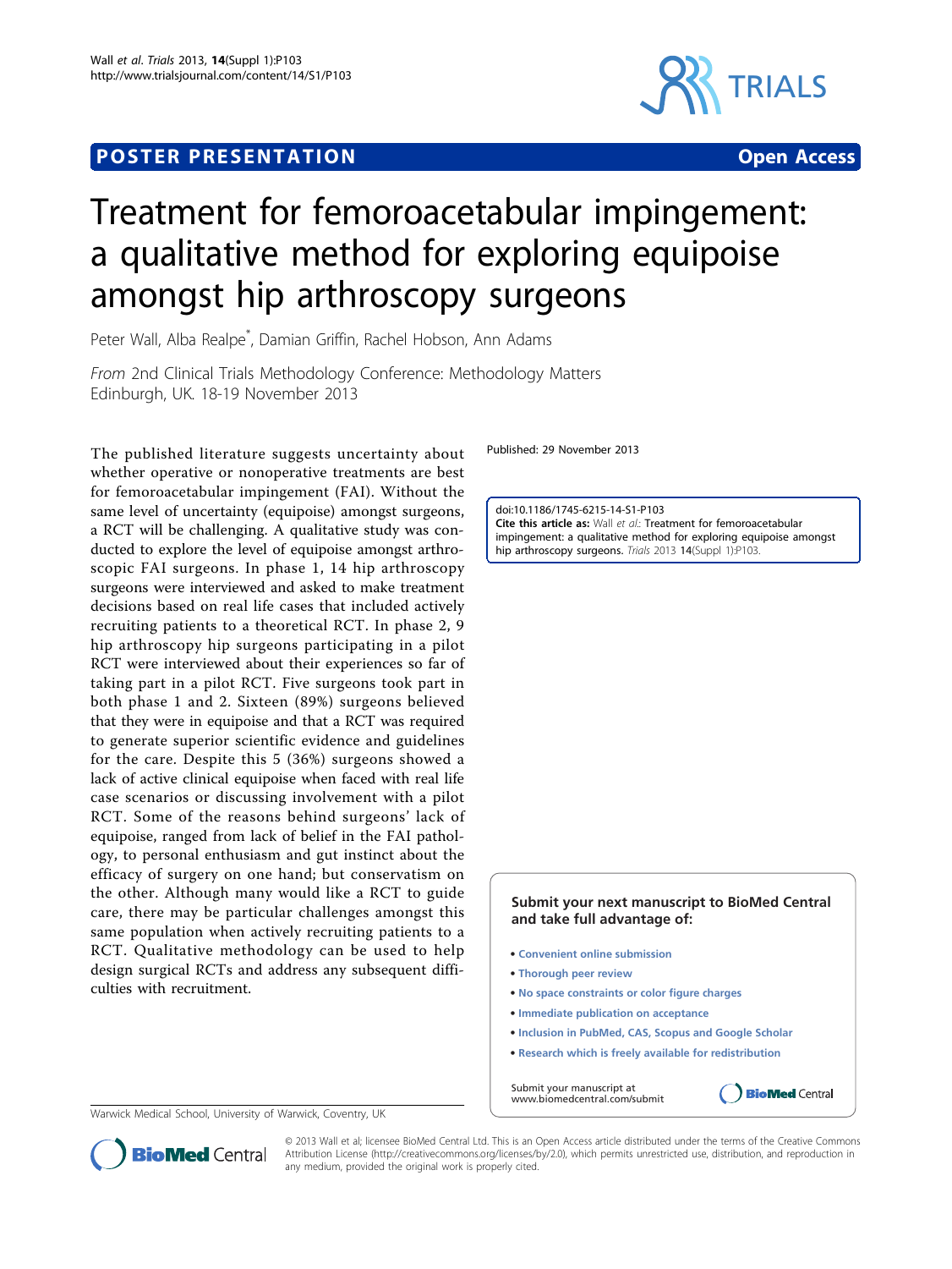POSTER PRESENTATION **Open Access**

# Treatment for femoroacetabular impingement: a qualitative method for exploring equipoise amongst hip arthroscopy surgeons

Peter Wall, Alba Realpe*, Damian Griffin, Rachel Hobson, Ann Adams

*From* 2nd Clinical Trials Methodology Conference: Methodology Matters
Edinburgh, UK. 18-19 November 2013

The published literature suggests uncertainty about whether operative or nonoperative treatments are best for femoroacetabular impingement (FAI). Without the same level of uncertainty (equipoise) amongst surgeons, a RCT will be challenging. A qualitative study was conducted to explore the level of equipoise amongst arthroscopic FAI surgeons. In phase 1, 14 hip arthroscopy surgeons were interviewed and asked to make treatment decisions based on real life cases that included actively recruiting patients to a theoretical RCT. In phase 2, 9 hip arthroscopy hip surgeons participating in a pilot RCT were interviewed about their experiences so far of taking part in a pilot RCT. Five surgeons took part in both phase 1 and 2. Sixteen (89%) surgeons believed that they were in equipoise and that a RCT was required to generate superior scientific evidence and guidelines for the care. Despite this 5 (36%) surgeons showed a lack of active clinical equipoise when faced with real life case scenarios or discussing involvement with a pilot RCT. Some of the reasons behind surgeons' lack of equipoise, ranged from lack of belief in the FAI pathology, to personal enthusiasm and gut instinct about the efficacy of surgery on one hand; but conservatism on the other. Although many would like a RCT to guide care, there may be particular challenges amongst this same population when actively recruiting patients to a RCT. Qualitative methodology can be used to help design surgical RCTs and address any subsequent difficulties with recruitment.

Warwick Medical School, University of Warwick, Coventry, UK

Published: 29 November 2013

doi:10.1186/1745-6215-14-S1-P103
**Cite this article as:** Wall *et al.*: Treatment for femoroacetabular impingement: a qualitative method for exploring equipoise amongst hip arthroscopy surgeons. *Trials* 2013 **14**(Suppl 1):P103.

© 2013 Wall et al; licensee BioMed Central Ltd. This is an Open Access article distributed under the terms of the Creative Commons Attribution License (http://creativecommons.org/licenses/by/2.0), which permits unrestricted use, distribution, and reproduction in any medium, provided the original work is properly cited.